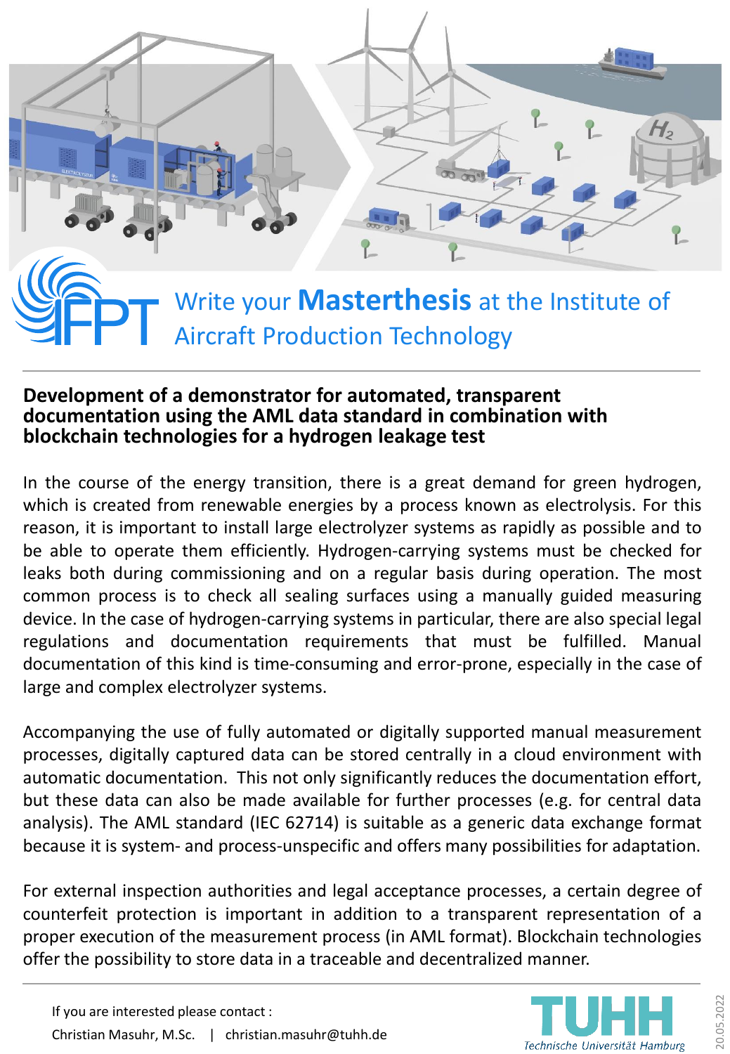# Write your **Masterthesis** at the Institute of Aircraft Production Technology

## Development of a demonstrator for automated, transparent documentation using the AML data standard in combination with blockchain technologies for a hydrogen leakage test

In the course of the energy transition, there is a great demand for green hydrogen, which is created from renewable energies by a process known as electrolysis. For this reason, it is important to install large electrolyzer systems as rapidly as possible and to be able to operate them efficiently. Hydrogen-carrying systems must be checked for leaks both during commissioning and on a regular basis during operation. The most common process is to check all sealing surfaces using a manually guided measuring device. In the case of hydrogen-carrying systems in particular, there are also special legal regulations and documentation requirements that must be fulfilled. Manual documentation of this kind is time-consuming and error-prone, especially in the case of large and complex electrolyzer systems.

Accompanying the use of fully automated or digitally supported manual measurement processes, digitally captured data can be stored centrally in a cloud environment with automatic documentation. This not only significantly reduces the documentation effort, but these data can also be made available for further processes (e.g. for central data analysis). The AML standard (IEC 62714) is suitable as a generic data exchange format because it is system- and process-unspecific and offers many possibilities for adaptation.

For external inspection authorities and legal acceptance processes, a certain degree of counterfeit protection is important in addition to a transparent representation of a proper execution of the measurement process (in AML format). Blockchain technologies offer the possibility to store data in a traceable and decentralized manner.

If you are interested please contact :

Christian Masuhr, M.Sc. | christian.masuhr@tuhh.de

TUHH Technische Universität Hamburg

20.05.2022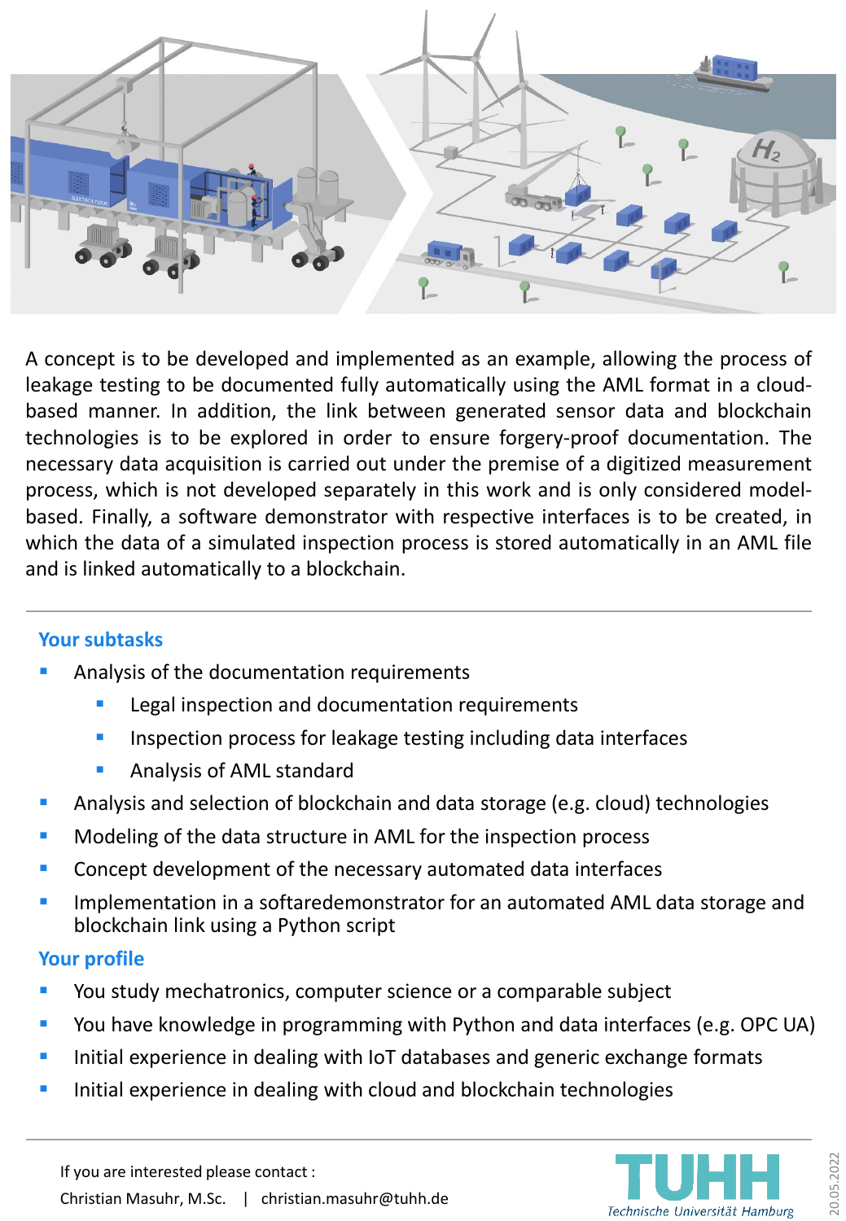A concept is to be developed and implemented as an example, allowing the process of leakage testing to be documented fully automatically using the AML format in a cloud-based manner. In addition, the link between generated sensor data and blockchain technologies is to be explored in order to ensure forgery-proof documentation. The necessary data acquisition is carried out under the premise of a digitized measurement process, which is not developed separately in this work and is only considered model-based. Finally, a software demonstrator with respective interfaces is to be created, in which the data of a simulated inspection process is stored automatically in an AML file and is linked automatically to a blockchain.

---

## Your subtasks

- Analysis of the documentation requirements
  - Legal inspection and documentation requirements
  - Inspection process for leakage testing including data interfaces
  - Analysis of AML standard
- Analysis and selection of blockchain and data storage (e.g. cloud) technologies
- Modeling of the data structure in AML for the inspection process
- Concept development of the necessary automated data interfaces
- Implementation in a softaredemonstrator for an automated AML data storage and blockchain link using a Python script

## Your profile

- You study mechatronics, computer science or a comparable subject
- You have knowledge in programming with Python and data interfaces (e.g. OPC UA)
- Initial experience in dealing with IoT databases and generic exchange formats
- Initial experience in dealing with cloud and blockchain technologies

---

If you are interested please contact :

Christian Masuhr, M.Sc. | christian.masuhr@tuhh.de

TUHH
Technische Universität Hamburg

20.05.2022